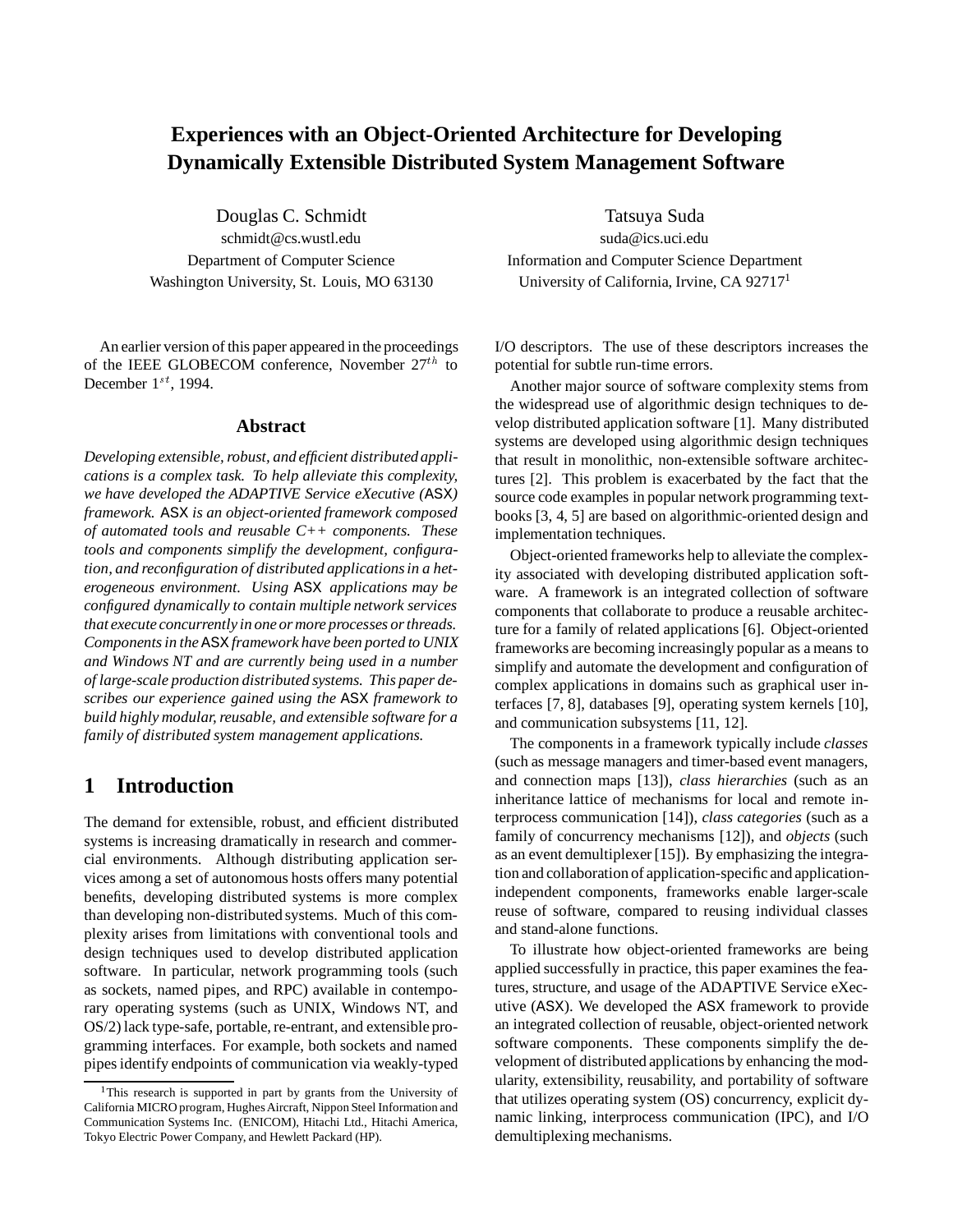# Experiences with an Object-Oriented Architecture for Developing Dynamically Extensible Distributed System Management Software

Douglas C. Schmidt
schmidt@cs.wustl.edu
Department of Computer Science
Washington University, St. Louis, MO 63130

Tatsuya Suda
suda@ics.uci.edu
Information and Computer Science Department
University of California, Irvine, CA 92717[1]

An earlier version of this paper appeared in the proceedings of the IEEE GLOBECOM conference, November $27^{th}$ to December $1^{st}$, 1994.

## Abstract

*Developing extensible, robust, and efficient distributed applications is a complex task. To help alleviate this complexity, we have developed the ADAPTIVE Service eXecutive (ASX) framework. ASX is an object-oriented framework composed of automated tools and reusable C++ components. These tools and components simplify the development, configuration, and reconfiguration of distributed applications in a heterogeneous environment. Using ASX applications may be configured dynamically to contain multiple network services that execute concurrently in one or more processes or threads. Components in the ASX framework have been ported to UNIX and Windows NT and are currently being used in a number of large-scale production distributed systems. This paper describes our experience gained using the ASX framework to build highly modular, reusable, and extensible software for a family of distributed system management applications.*

## 1 Introduction

The demand for extensible, robust, and efficient distributed systems is increasing dramatically in research and commercial environments. Although distributing application services among a set of autonomous hosts offers many potential benefits, developing distributed systems is more complex than developing non-distributed systems. Much of this complexity arises from limitations with conventional tools and design techniques used to develop distributed application software. In particular, network programming tools (such as sockets, named pipes, and RPC) available in contemporary operating systems (such as UNIX, Windows NT, and OS/2) lack type-safe, portable, re-entrant, and extensible programming interfaces. For example, both sockets and named pipes identify endpoints of communication via weakly-typed I/O descriptors. The use of these descriptors increases the potential for subtle run-time errors.

Another major source of software complexity stems from the widespread use of algorithmic design techniques to develop distributed application software [1]. Many distributed systems are developed using algorithmic design techniques that result in monolithic, non-extensible software architectures [2]. This problem is exacerbated by the fact that the source code examples in popular network programming textbooks [3, 4, 5] are based on algorithmic-oriented design and implementation techniques.

Object-oriented frameworks help to alleviate the complexity associated with developing distributed application software. A framework is an integrated collection of software components that collaborate to produce a reusable architecture for a family of related applications [6]. Object-oriented frameworks are becoming increasingly popular as a means to simplify and automate the development and configuration of complex applications in domains such as graphical user interfaces [7, 8], databases [9], operating system kernels [10], and communication subsystems [11, 12].

The components in a framework typically include *classes* (such as message managers and timer-based event managers, and connection maps [13]), *class hierarchies* (such as an inheritance lattice of mechanisms for local and remote interprocess communication [14]), *class categories* (such as a family of concurrency mechanisms [12]), and *objects* (such as an event demultiplexer [15]). By emphasizing the integration and collaboration of application-specific and application-independent components, frameworks enable larger-scale reuse of software, compared to reusing individual classes and stand-alone functions.

To illustrate how object-oriented frameworks are being applied successfully in practice, this paper examines the features, structure, and usage of the ADAPTIVE Service eXecutive (ASX). We developed the ASX framework to provide an integrated collection of reusable, object-oriented network software components. These components simplify the development of distributed applications by enhancing the modularity, extensibility, reusability, and portability of software that utilizes operating system (OS) concurrency, explicit dynamic linking, interprocess communication (IPC), and I/O demultiplexing mechanisms.

[1] This research is supported in part by grants from the University of California MICRO program, Hughes Aircraft, Nippon Steel Information and Communication Systems Inc. (ENICOM), Hitachi Ltd., Hitachi America, Tokyo Electric Power Company, and Hewlett Packard (HP).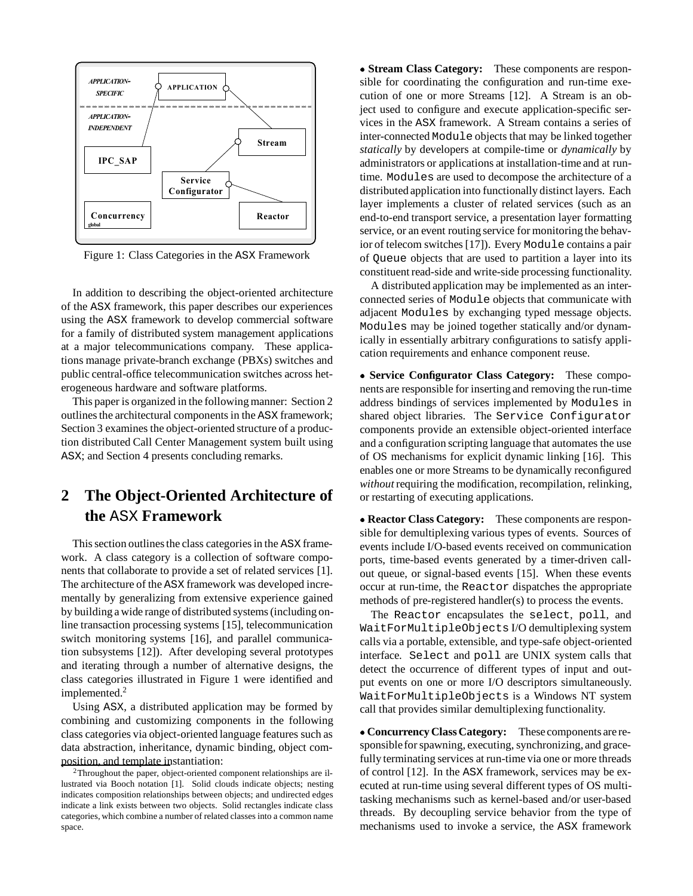Figure 1: Class Categories in the ASX Framework

In addition to describing the object-oriented architecture of the ASX framework, this paper describes our experiences using the ASX framework to develop commercial software for a family of distributed system management applications at a major telecommunications company. These applications manage private-branch exchange (PBXs) switches and public central-office telecommunication switches across heterogeneous hardware and software platforms.

This paper is organized in the following manner: Section 2 outlines the architectural components in the ASX framework; Section 3 examines the object-oriented structure of a production distributed Call Center Management system built using ASX; and Section 4 presents concluding remarks.

## 2 The Object-Oriented Architecture of the ASX Framework

This section outlines the class categories in the ASX framework. A class category is a collection of software components that collaborate to provide a set of related services [1]. The architecture of the ASX framework was developed incrementally by generalizing from extensive experience gained by building a wide range of distributed systems (including online transaction processing systems [15], telecommunication switch monitoring systems [16], and parallel communication subsystems [12]). After developing several prototypes and iterating through a number of alternative designs, the class categories illustrated in Figure 1 were identified and implemented.[2]

Using ASX, a distributed application may be formed by combining and customizing components in the following class categories via object-oriented language features such as data abstraction, inheritance, dynamic binding, object composition, and template instantiation:

- **Stream Class Category:** These components are responsible for coordinating the configuration and run-time execution of one or more Streams [12]. A Stream is an object used to configure and execute application-specific services in the ASX framework. A Stream contains a series of inter-connected `Module` objects that may be linked together *statically* by developers at compile-time or *dynamically* by administrators or applications at installation-time and at run-time. `Modules` are used to decompose the architecture of a distributed application into functionally distinct layers. Each layer implements a cluster of related services (such as an end-to-end transport service, a presentation layer formatting service, or an event routing service for monitoring the behavior of telecom switches [17]). Every `Module` contains a pair of `Queue` objects that are used to partition a layer into its constituent read-side and write-side processing functionality.

  A distributed application may be implemented as an interconnected series of `Module` objects that communicate with adjacent `Modules` by exchanging typed message objects. `Modules` may be joined together statically and/or dynamically in essentially arbitrary configurations to satisfy application requirements and enhance component reuse.

- **Service Configurator Class Category:** These components are responsible for inserting and removing the run-time address bindings of services implemented by `Modules` in shared object libraries. The `Service Configurator` components provide an extensible object-oriented interface and a configuration scripting language that automates the use of OS mechanisms for explicit dynamic linking [16]. This enables one or more Streams to be dynamically reconfigured *without* requiring the modification, recompilation, relinking, or restarting of executing applications.

- **Reactor Class Category:** These components are responsible for demultiplexing various types of events. Sources of events include I/O-based events received on communication ports, time-based events generated by a timer-driven callout queue, or signal-based events [15]. When these events occur at run-time, the `Reactor` dispatches the appropriate methods of pre-registered handler(s) to process the events.

  The `Reactor` encapsulates the `select`, `poll`, and `WaitForMultipleObjects` I/O demultiplexing system calls via a portable, extensible, and type-safe object-oriented interface. `Select` and `poll` are UNIX system calls that detect the occurrence of different types of input and output events on one or more I/O descriptors simultaneously. `WaitForMultipleObjects` is a Windows NT system call that provides similar demultiplexing functionality.

- **Concurrency Class Category:** These components are responsible for spawning, executing, synchronizing, and gracefully terminating services at run-time via one or more threads of control [12]. In the ASX framework, services may be executed at run-time using several different types of OS multitasking mechanisms such as kernel-based and/or user-based threads. By decoupling service behavior from the type of mechanisms used to invoke a service, the ASX framework

[2] Throughout the paper, object-oriented component relationships are illustrated via Booch notation [1]. Solid clouds indicate objects; nesting indicates composition relationships between objects; and undirected edges indicate a link exists between two objects. Solid rectangles indicate class categories, which combine a number of related classes into a common name space.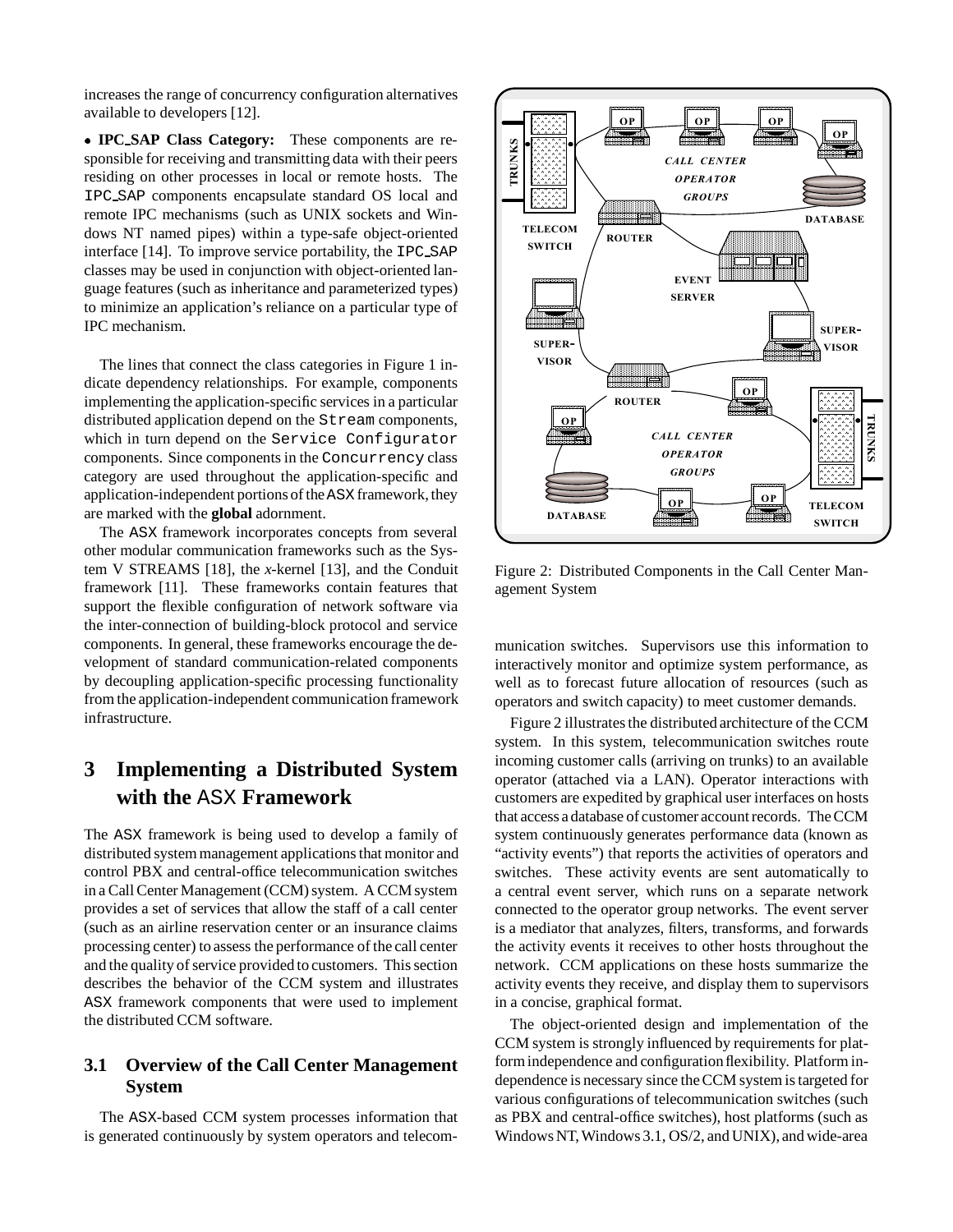increases the range of concurrency configuration alternatives available to developers [12].

- **IPC_SAP Class Category:** These components are responsible for receiving and transmitting data with their peers residing on other processes in local or remote hosts. The IPC_SAP components encapsulate standard OS local and remote IPC mechanisms (such as UNIX sockets and Windows NT named pipes) within a type-safe object-oriented interface [14]. To improve service portability, the IPC_SAP classes may be used in conjunction with object-oriented language features (such as inheritance and parameterized types) to minimize an application's reliance on a particular type of IPC mechanism.

The lines that connect the class categories in Figure 1 indicate dependency relationships. For example, components implementing the application-specific services in a particular distributed application depend on the `Stream` components, which in turn depend on the `Service Configurator` components. Since components in the `Concurrency` class category are used throughout the application-specific and application-independent portions of the ASX framework, they are marked with the **global** adornment.

The ASX framework incorporates concepts from several other modular communication frameworks such as the System V STREAMS [18], the *x*-kernel [13], and the Conduit framework [11]. These frameworks contain features that support the flexible configuration of network software via the inter-connection of building-block protocol and service components. In general, these frameworks encourage the development of standard communication-related components by decoupling application-specific processing functionality from the application-independent communication framework infrastructure.

# 3 Implementing a Distributed System with the ASX Framework

The ASX framework is being used to develop a family of distributed system management applications that monitor and control PBX and central-office telecommunication switches in a Call Center Management (CCM) system. A CCM system provides a set of services that allow the staff of a call center (such as an airline reservation center or an insurance claims processing center) to assess the performance of the call center and the quality of service provided to customers. This section describes the behavior of the CCM system and illustrates ASX framework components that were used to implement the distributed CCM software.

## 3.1 Overview of the Call Center Management System

The ASX-based CCM system processes information that is generated continuously by system operators and telecommunication switches. Supervisors use this information to interactively monitor and optimize system performance, as well as to forecast future allocation of resources (such as operators and switch capacity) to meet customer demands.

Figure 2: Distributed Components in the Call Center Management System

Figure 2 illustrates the distributed architecture of the CCM system. In this system, telecommunication switches route incoming customer calls (arriving on trunks) to an available operator (attached via a LAN). Operator interactions with customers are expedited by graphical user interfaces on hosts that access a database of customer account records. The CCM system continuously generates performance data (known as "activity events") that reports the activities of operators and switches. These activity events are sent automatically to a central event server, which runs on a separate network connected to the operator group networks. The event server is a mediator that analyzes, filters, transforms, and forwards the activity events it receives to other hosts throughout the network. CCM applications on these hosts summarize the activity events they receive, and display them to supervisors in a concise, graphical format.

The object-oriented design and implementation of the CCM system is strongly influenced by requirements for platform independence and configuration flexibility. Platform independence is necessary since the CCM system is targeted for various configurations of telecommunication switches (such as PBX and central-office switches), host platforms (such as Windows NT, Windows 3.1, OS/2, and UNIX), and wide-area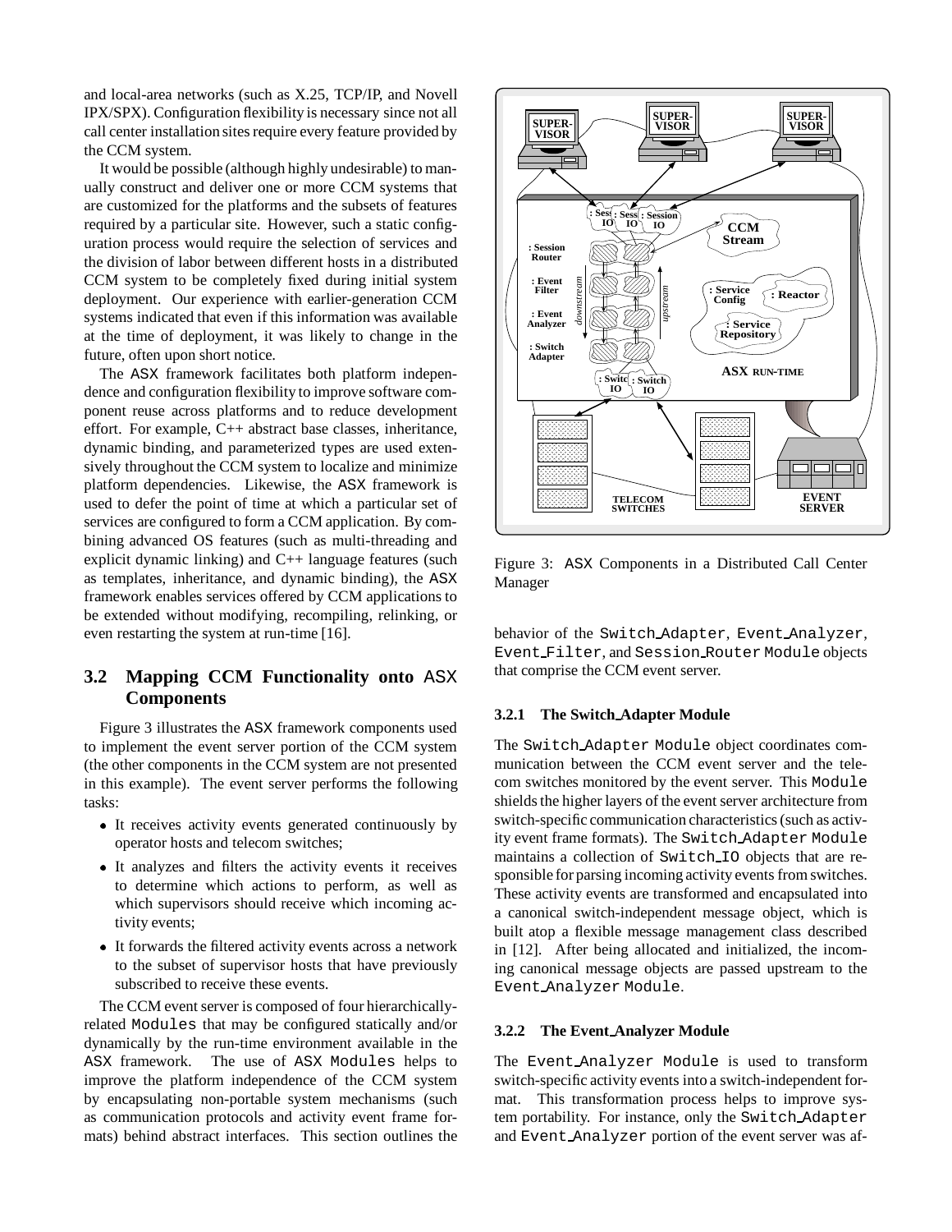and local-area networks (such as X.25, TCP/IP, and Novell IPX/SPX). Configuration flexibility is necessary since not all call center installation sites require every feature provided by the CCM system.

It would be possible (although highly undesirable) to manually construct and deliver one or more CCM systems that are customized for the platforms and the subsets of features required by a particular site. However, such a static configuration process would require the selection of services and the division of labor between different hosts in a distributed CCM system to be completely fixed during initial system deployment. Our experience with earlier-generation CCM systems indicated that even if this information was available at the time of deployment, it was likely to change in the future, often upon short notice.

The ASX framework facilitates both platform independence and configuration flexibility to improve software component reuse across platforms and to reduce development effort. For example, C++ abstract base classes, inheritance, dynamic binding, and parameterized types are used extensively throughout the CCM system to localize and minimize platform dependencies. Likewise, the ASX framework is used to defer the point of time at which a particular set of services are configured to form a CCM application. By combining advanced OS features (such as multi-threading and explicit dynamic linking) and C++ language features (such as templates, inheritance, and dynamic binding), the ASX framework enables services offered by CCM applications to be extended without modifying, recompiling, relinking, or even restarting the system at run-time [16].

## 3.2 Mapping CCM Functionality onto ASX Components

Figure 3 illustrates the ASX framework components used to implement the event server portion of the CCM system (the other components in the CCM system are not presented in this example). The event server performs the following tasks:

- It receives activity events generated continuously by operator hosts and telecom switches;
- It analyzes and filters the activity events it receives to determine which actions to perform, as well as which supervisors should receive which incoming activity events;
- It forwards the filtered activity events across a network to the subset of supervisor hosts that have previously subscribed to receive these events.

The CCM event server is composed of four hierarchically-related Modules that may be configured statically and/or dynamically by the run-time environment available in the ASX framework. The use of ASX Modules helps to improve the platform independence of the CCM system by encapsulating non-portable system mechanisms (such as communication protocols and activity event frame formats) behind abstract interfaces. This section outlines the behavior of the Switch_Adapter, Event_Analyzer, Event_Filter, and Session_Router Module objects that comprise the CCM event server.

Figure 3: ASX Components in a Distributed Call Center Manager

### 3.2.1 The Switch_Adapter Module

The Switch_Adapter Module object coordinates communication between the CCM event server and the telecom switches monitored by the event server. This Module shields the higher layers of the event server architecture from switch-specific communication characteristics (such as activity event frame formats). The Switch_Adapter Module maintains a collection of Switch_IO objects that are responsible for parsing incoming activity events from switches. These activity events are transformed and encapsulated into a canonical switch-independent message object, which is built atop a flexible message management class described in [12]. After being allocated and initialized, the incoming canonical message objects are passed upstream to the Event_Analyzer Module.

### 3.2.2 The Event_Analyzer Module

The Event_Analyzer Module is used to transform switch-specific activity events into a switch-independent format. This transformation process helps to improve system portability. For instance, only the Switch_Adapter and Event_Analyzer portion of the event server was af-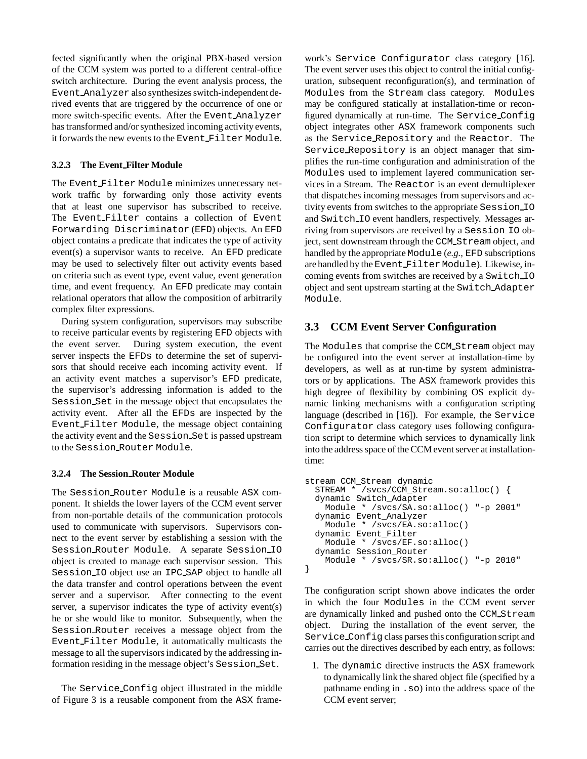fected significantly when the original PBX-based version of the CCM system was ported to a different central-office switch architecture. During the event analysis process, the Event_Analyzer also synthesizes switch-independent derived events that are triggered by the occurrence of one or more switch-specific events. After the Event_Analyzer has transformed and/or synthesized incoming activity events, it forwards the new events to the Event_Filter Module.

#### 3.2.3 The Event_Filter Module

The Event_Filter Module minimizes unnecessary network traffic by forwarding only those activity events that at least one supervisor has subscribed to receive. The Event_Filter contains a collection of Event Forwarding Discriminator (EFD) objects. An EFD object contains a predicate that indicates the type of activity event(s) a supervisor wants to receive. An EFD predicate may be used to selectively filter out activity events based on criteria such as event type, event value, event generation time, and event frequency. An EFD predicate may contain relational operators that allow the composition of arbitrarily complex filter expressions.

During system configuration, supervisors may subscribe to receive particular events by registering EFD objects with the event server. During system execution, the event server inspects the EFDs to determine the set of supervisors that should receive each incoming activity event. If an activity event matches a supervisor's EFD predicate, the supervisor's addressing information is added to the Session_Set in the message object that encapsulates the activity event. After all the EFDs are inspected by the Event_Filter Module, the message object containing the activity event and the Session_Set is passed upstream to the Session_Router Module.

#### 3.2.4 The Session_Router Module

The Session_Router Module is a reusable ASX component. It shields the lower layers of the CCM event server from non-portable details of the communication protocols used to communicate with supervisors. Supervisors connect to the event server by establishing a session with the Session_Router Module. A separate Session_IO object is created to manage each supervisor session. This Session_IO object use an IPC_SAP object to handle all the data transfer and control operations between the event server and a supervisor. After connecting to the event server, a supervisor indicates the type of activity event(s) he or she would like to monitor. Subsequently, when the Session_Router receives a message object from the Event_Filter Module, it automatically multicasts the message to all the supervisors indicated by the addressing information residing in the message object's Session_Set.

The Service_Config object illustrated in the middle of Figure 3 is a reusable component from the ASX framework's Service Configurator class category [16]. The event server uses this object to control the initial configuration, subsequent reconfiguration(s), and termination of Modules from the Stream class category. Modules may be configured statically at installation-time or reconfigured dynamically at run-time. The Service_Config object integrates other ASX framework components such as the Service_Repository and the Reactor. The Service_Repository is an object manager that simplifies the run-time configuration and administration of the Modules used to implement layered communication services in a Stream. The Reactor is an event demultiplexer that dispatches incoming messages from supervisors and activity events from switches to the appropriate Session_IO and Switch_IO event handlers, respectively. Messages arriving from supervisors are received by a Session_IO object, sent downstream through the CCM_Stream object, and handled by the appropriate Module (*e.g.,* EFD subscriptions are handled by the Event_Filter Module). Likewise, incoming events from switches are received by a Switch_IO object and sent upstream starting at the Switch_Adapter Module.

## 3.3 CCM Event Server Configuration

The Modules that comprise the CCM_Stream object may be configured into the event server at installation-time by developers, as well as at run-time by system administrators or by applications. The ASX framework provides this high degree of flexibility by combining OS explicit dynamic linking mechanisms with a configuration scripting language (described in [16]). For example, the Service Configurator class category uses following configuration script to determine which services to dynamically link into the address space of the CCM event server at installation-time:

```
stream CCM_Stream dynamic
  STREAM * /svcs/CCM_Stream.so:alloc() {
  dynamic Switch_Adapter
    Module * /svcs/SA.so:alloc() "-p 2001"
  dynamic Event_Analyzer
    Module * /svcs/EA.so:alloc()
  dynamic Event_Filter
    Module * /svcs/EF.so:alloc()
  dynamic Session_Router
    Module * /svcs/SR.so:alloc() "-p 2010"
}
```

The configuration script shown above indicates the order in which the four Modules in the CCM event server are dynamically linked and pushed onto the CCM_Stream object. During the installation of the event server, the Service_Config class parses this configuration script and carries out the directives described by each entry, as follows:

1. The dynamic directive instructs the ASX framework to dynamically link the shared object file (specified by a pathname ending in .so) into the address space of the CCM event server;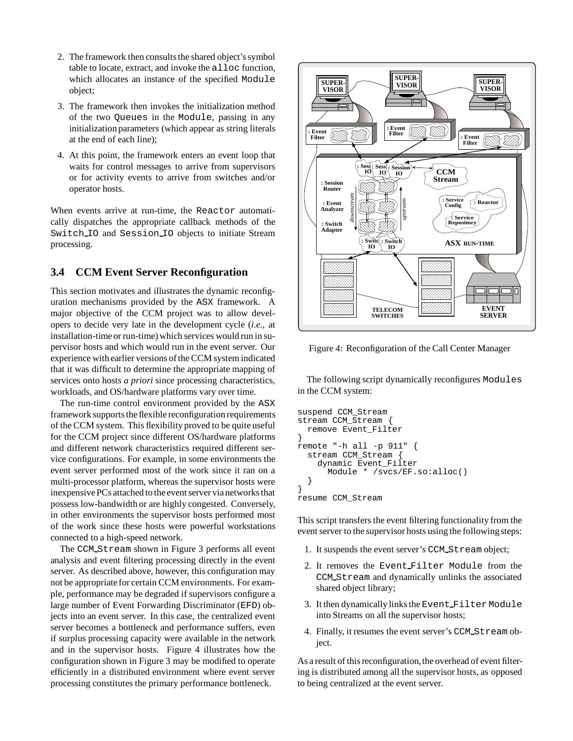2. The framework then consults the shared object's symbol table to locate, extract, and invoke the `alloc` function, which allocates an instance of the specified `Module` object;

3. The framework then invokes the initialization method of the two `Queues` in the `Module`, passing in any initialization parameters (which appear as string literals at the end of each line);

4. At this point, the framework enters an event loop that waits for control messages to arrive from supervisors or for activity events to arrive from switches and/or operator hosts.

When events arrive at run-time, the `Reactor` automatically dispatches the appropriate callback methods of the `Switch_IO` and `Session_IO` objects to initiate Stream processing.

### 3.4 CCM Event Server Reconfiguration

This section motivates and illustrates the dynamic reconfiguration mechanisms provided by the ASX framework. A major objective of the CCM project was to allow developers to decide very late in the development cycle (*i.e.,* at installation-time or run-time) which services would run in supervisor hosts and which would run in the event server. Our experience with earlier versions of the CCM system indicated that it was difficult to determine the appropriate mapping of services onto hosts *a priori* since processing characteristics, workloads, and OS/hardware platforms vary over time.

The run-time control environment provided by the ASX framework supports the flexible reconfiguration requirements of the CCM system. This flexibility proved to be quite useful for the CCM project since different OS/hardware platforms and different network characteristics required different service configurations. For example, in some environments the event server performed most of the work since it ran on a multi-processor platform, whereas the supervisor hosts were inexpensive PCs attached to the event server via networks that possess low-bandwidth or are highly congested. Conversely, in other environments the supervisor hosts performed most of the work since these hosts were powerful workstations connected to a high-speed network.

The `CCM_Stream` shown in Figure 3 performs all event analysis and event filtering processing directly in the event server. As described above, however, this configuration may not be appropriate for certain CCM environments. For example, performance may be degraded if supervisors configure a large number of Event Forwarding Discriminator (EFD) objects into an event server. In this case, the centralized event server becomes a bottleneck and performance suffers, even if surplus processing capacity were available in the network and in the supervisor hosts. Figure 4 illustrates how the configuration shown in Figure 3 may be modified to operate efficiently in a distributed environment where event server processing constitutes the primary performance bottleneck.

Figure 4: Reconfiguration of the Call Center Manager

The following script dynamically reconfigures `Modules` in the CCM system:

```
suspend CCM_Stream
stream CCM_Stream {
  remove Event_Filter
}
remote "-h all -p 911" {
  stream CCM_Stream {
    dynamic Event_Filter
      Module * /svcs/EF.so:alloc()
  }
}
resume CCM_Stream
```

This script transfers the event filtering functionality from the event server to the supervisor hosts using the following steps:

1. It suspends the event server's `CCM_Stream` object;

2. It removes the `Event_Filter Module` from the `CCM_Stream` and dynamically unlinks the associated shared object library;

3. It then dynamically links the `Event_Filter Module` into Streams on all the supervisor hosts;

4. Finally, it resumes the event server's `CCM_Stream` object.

As a result of this reconfiguration, the overhead of event filtering is distributed among all the supervisor hosts, as opposed to being centralized at the event server.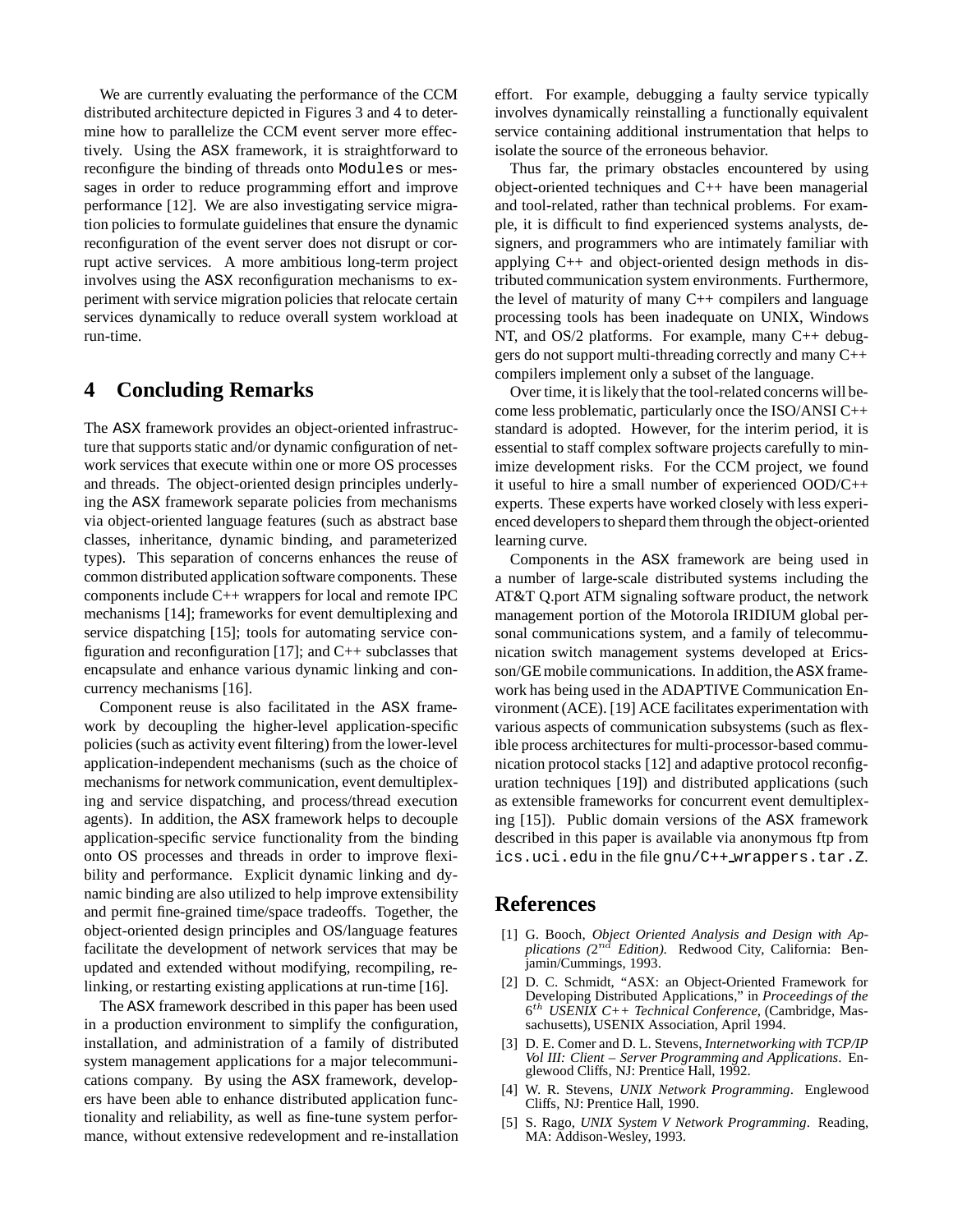We are currently evaluating the performance of the CCM distributed architecture depicted in Figures 3 and 4 to determine how to parallelize the CCM event server more effectively. Using the ASX framework, it is straightforward to reconfigure the binding of threads onto Modules or messages in order to reduce programming effort and improve performance [12]. We are also investigating service migration policies to formulate guidelines that ensure the dynamic reconfiguration of the event server does not disrupt or corrupt active services. A more ambitious long-term project involves using the ASX reconfiguration mechanisms to experiment with service migration policies that relocate certain services dynamically to reduce overall system workload at run-time.

## 4 Concluding Remarks

The ASX framework provides an object-oriented infrastructure that supports static and/or dynamic configuration of network services that execute within one or more OS processes and threads. The object-oriented design principles underlying the ASX framework separate policies from mechanisms via object-oriented language features (such as abstract base classes, inheritance, dynamic binding, and parameterized types). This separation of concerns enhances the reuse of common distributed application software components. These components include C++ wrappers for local and remote IPC mechanisms [14]; frameworks for event demultiplexing and service dispatching [15]; tools for automating service configuration and reconfiguration [17]; and C++ subclasses that encapsulate and enhance various dynamic linking and concurrency mechanisms [16].

Component reuse is also facilitated in the ASX framework by decoupling the higher-level application-specific policies (such as activity event filtering) from the lower-level application-independent mechanisms (such as the choice of mechanisms for network communication, event demultiplexing and service dispatching, and process/thread execution agents). In addition, the ASX framework helps to decouple application-specific service functionality from the binding onto OS processes and threads in order to improve flexibility and performance. Explicit dynamic linking and dynamic binding are also utilized to help improve extensibility and permit fine-grained time/space tradeoffs. Together, the object-oriented design principles and OS/language features facilitate the development of network services that may be updated and extended without modifying, recompiling, relinking, or restarting existing applications at run-time [16].

The ASX framework described in this paper has been used in a production environment to simplify the configuration, installation, and administration of a family of distributed system management applications for a major telecommunications company. By using the ASX framework, developers have been able to enhance distributed application functionality and reliability, as well as fine-tune system performance, without extensive redevelopment and re-installation effort. For example, debugging a faulty service typically involves dynamically reinstalling a functionally equivalent service containing additional instrumentation that helps to isolate the source of the erroneous behavior.

Thus far, the primary obstacles encountered by using object-oriented techniques and C++ have been managerial and tool-related, rather than technical problems. For example, it is difficult to find experienced systems analysts, designers, and programmers who are intimately familiar with applying C++ and object-oriented design methods in distributed communication system environments. Furthermore, the level of maturity of many C++ compilers and language processing tools has been inadequate on UNIX, Windows NT, and OS/2 platforms. For example, many C++ debuggers do not support multi-threading correctly and many C++ compilers implement only a subset of the language.

Over time, it is likely that the tool-related concerns will become less problematic, particularly once the ISO/ANSI C++ standard is adopted. However, for the interim period, it is essential to staff complex software projects carefully to minimize development risks. For the CCM project, we found it useful to hire a small number of experienced OOD/C++ experts. These experts have worked closely with less experienced developers to shepard them through the object-oriented learning curve.

Components in the ASX framework are being used in a number of large-scale distributed systems including the AT&T Q.port ATM signaling software product, the network management portion of the Motorola IRIDIUM global personal communications system, and a family of telecommunication switch management systems developed at Ericsson/GE mobile communications. In addition, the ASX framework has being used in the ADAPTIVE Communication Environment (ACE). [19] ACE facilitates experimentation with various aspects of communication subsystems (such as flexible process architectures for multi-processor-based communication protocol stacks [12] and adaptive protocol reconfiguration techniques [19]) and distributed applications (such as extensible frameworks for concurrent event demultiplexing [15]). Public domain versions of the ASX framework described in this paper is available via anonymous ftp from ics.uci.edu in the file gnu/C++_wrappers.tar.Z.

## References

[1] G. Booch, *Object Oriented Analysis and Design with Applications ($2^{nd}$ Edition)*. Redwood City, California: Benjamin/Cummings, 1993.

[2] D. C. Schmidt, "ASX: an Object-Oriented Framework for Developing Distributed Applications," in *Proceedings of the $6^{th}$ USENIX C++ Technical Conference*, (Cambridge, Massachusetts), USENIX Association, April 1994.

[3] D. E. Comer and D. L. Stevens, *Internetworking with TCP/IP Vol III: Client – Server Programming and Applications*. Englewood Cliffs, NJ: Prentice Hall, 1992.

[4] W. R. Stevens, *UNIX Network Programming*. Englewood Cliffs, NJ: Prentice Hall, 1990.

[5] S. Rago, *UNIX System V Network Programming*. Reading, MA: Addison-Wesley, 1993.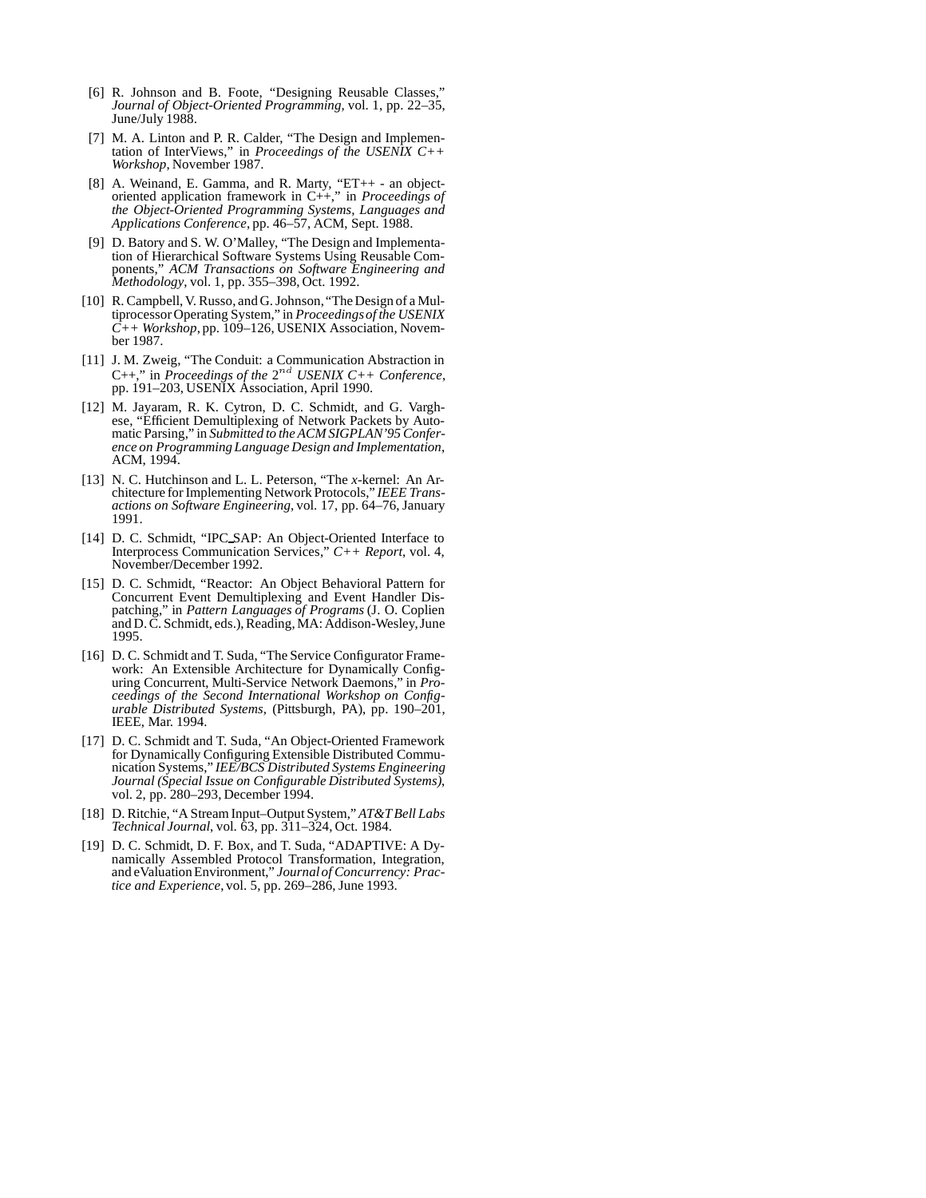[6] R. Johnson and B. Foote, "Designing Reusable Classes," *Journal of Object-Oriented Programming*, vol. 1, pp. 22–35, June/July 1988.

[7] M. A. Linton and P. R. Calder, "The Design and Implementation of InterViews," in *Proceedings of the USENIX C++ Workshop*, November 1987.

[8] A. Weinand, E. Gamma, and R. Marty, "ET++ - an object-oriented application framework in C++," in *Proceedings of the Object-Oriented Programming Systems, Languages and Applications Conference*, pp. 46–57, ACM, Sept. 1988.

[9] D. Batory and S. W. O'Malley, "The Design and Implementation of Hierarchical Software Systems Using Reusable Components," *ACM Transactions on Software Engineering and Methodology*, vol. 1, pp. 355–398, Oct. 1992.

[10] R. Campbell, V. Russo, and G. Johnson, "The Design of a Multiprocessor Operating System," in *Proceedings of the USENIX C++ Workshop*, pp. 109–126, USENIX Association, November 1987.

[11] J. M. Zweig, "The Conduit: a Communication Abstraction in C++," in *Proceedings of the* $2^{nd}$ *USENIX C++ Conference*, pp. 191–203, USENIX Association, April 1990.

[12] M. Jayaram, R. K. Cytron, D. C. Schmidt, and G. Varghese, "Efficient Demultiplexing of Network Packets by Automatic Parsing," in *Submitted to the ACM SIGPLAN'95 Conference on Programming Language Design and Implementation*, ACM, 1994.

[13] N. C. Hutchinson and L. L. Peterson, "The *x*-kernel: An Architecture for Implementing Network Protocols," *IEEE Transactions on Software Engineering*, vol. 17, pp. 64–76, January 1991.

[14] D. C. Schmidt, "IPC_SAP: An Object-Oriented Interface to Interprocess Communication Services," *C++ Report*, vol. 4, November/December 1992.

[15] D. C. Schmidt, "Reactor: An Object Behavioral Pattern for Concurrent Event Demultiplexing and Event Handler Dispatching," in *Pattern Languages of Programs* (J. O. Coplien and D. C. Schmidt, eds.), Reading, MA: Addison-Wesley, June 1995.

[16] D. C. Schmidt and T. Suda, "The Service Configurator Framework: An Extensible Architecture for Dynamically Configuring Concurrent, Multi-Service Network Daemons," in *Proceedings of the Second International Workshop on Configurable Distributed Systems*, (Pittsburgh, PA), pp. 190–201, IEEE, Mar. 1994.

[17] D. C. Schmidt and T. Suda, "An Object-Oriented Framework for Dynamically Configuring Extensible Distributed Communication Systems," *IEE/BCS Distributed Systems Engineering Journal (Special Issue on Configurable Distributed Systems)*, vol. 2, pp. 280–293, December 1994.

[18] D. Ritchie, "A Stream Input–Output System," *AT&T Bell Labs Technical Journal*, vol. 63, pp. 311–324, Oct. 1984.

[19] D. C. Schmidt, D. F. Box, and T. Suda, "ADAPTIVE: A Dynamically Assembled Protocol Transformation, Integration, and eValuation Environment," *Journal of Concurrency: Practice and Experience*, vol. 5, pp. 269–286, June 1993.